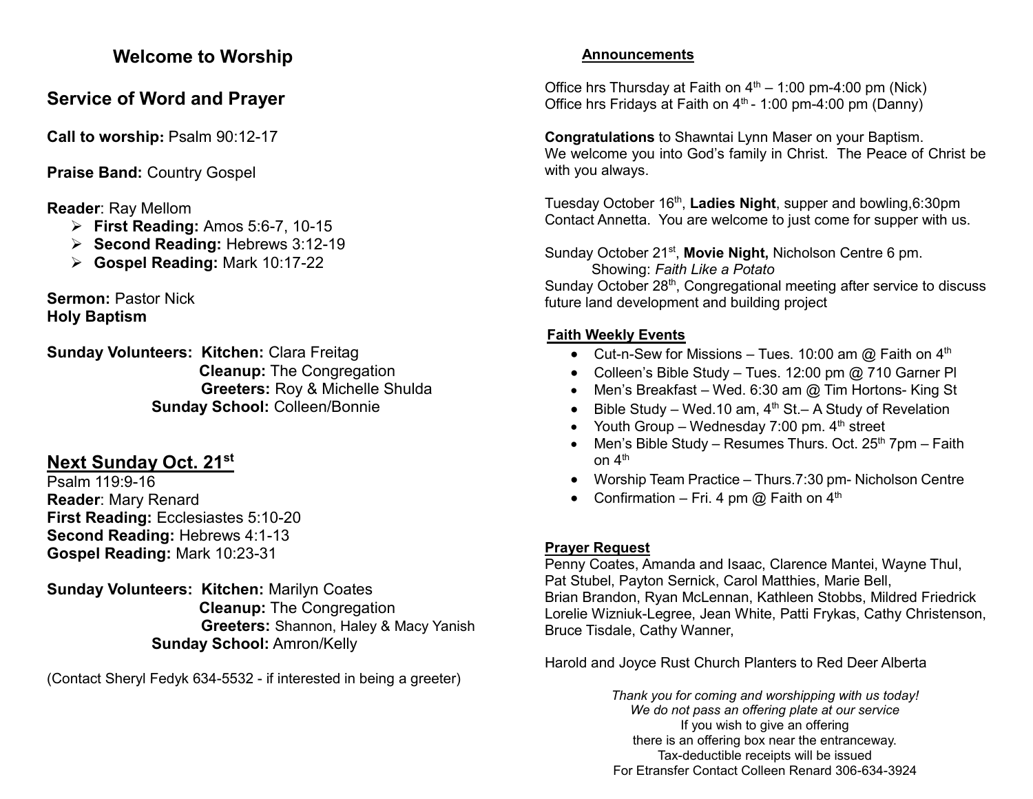## Welcome to Worship

## Service of Word and Prayer

**Call to worship:** Psalm 90:12-17

**Praise Band:** Country Gospel

**Reader**: Ray Mellom

- **First Reading:** Amos 5:6-7, 10-15
- **Second Reading:** Hebrews 3:12-19
- **Gospel Reading:** Mark 10:17-22

**Sermon:** Pastor Nick
**Holy Baptism**

**Sunday Volunteers: Kitchen:** Clara Freitag
**Cleanup:** The Congregation
**Greeters:** Roy & Michelle Shulda
**Sunday School:** Colleen/Bonnie

## Next Sunday Oct. 21st

Psalm 119:9-16
**Reader**: Mary Renard
**First Reading:** Ecclesiastes 5:10-20
**Second Reading:** Hebrews 4:1-13
**Gospel Reading:** Mark 10:23-31

**Sunday Volunteers: Kitchen:** Marilyn Coates
**Cleanup:** The Congregation
**Greeters:** Shannon, Haley & Macy Yanish
**Sunday School:** Amron/Kelly

(Contact Sheryl Fedyk 634-5532 - if interested in being a greeter)

### Announcements

Office hrs Thursday at Faith on 4th – 1:00 pm-4:00 pm (Nick)
Office hrs Fridays at Faith on 4th - 1:00 pm-4:00 pm (Danny)

**Congratulations** to Shawntai Lynn Maser on your Baptism.
We welcome you into God's family in Christ. The Peace of Christ be with you always.

Tuesday October 16th, **Ladies Night**, supper and bowling,6:30pm
Contact Annetta. You are welcome to just come for supper with us.

Sunday October 21st, **Movie Night,** Nicholson Centre 6 pm.
Showing: *Faith Like a Potato*
Sunday October 28th, Congregational meeting after service to discuss future land development and building project

### Faith Weekly Events

- Cut-n-Sew for Missions – Tues. 10:00 am @ Faith on 4th
- Colleen's Bible Study – Tues. 12:00 pm @ 710 Garner Pl
- Men's Breakfast – Wed. 6:30 am @ Tim Hortons- King St
- Bible Study – Wed.10 am, 4th St.– A Study of Revelation
- Youth Group – Wednesday 7:00 pm. 4th street
- Men's Bible Study – Resumes Thurs. Oct. 25th 7pm – Faith on 4th
- Worship Team Practice – Thurs.7:30 pm- Nicholson Centre
- Confirmation – Fri. 4 pm @ Faith on 4th

### Prayer Request

Penny Coates, Amanda and Isaac, Clarence Mantei, Wayne Thul, Pat Stubel, Payton Sernick, Carol Matthies, Marie Bell, Brian Brandon, Ryan McLennan, Kathleen Stobbs, Mildred Friedrick Lorelie Wizniuk-Legree, Jean White, Patti Frykas, Cathy Christenson, Bruce Tisdale, Cathy Wanner,

Harold and Joyce Rust Church Planters to Red Deer Alberta

*Thank you for coming and worshipping with us today!*
*We do not pass an offering plate at our service*
If you wish to give an offering
there is an offering box near the entranceway.
Tax-deductible receipts will be issued
For Etransfer Contact Colleen Renard 306-634-3924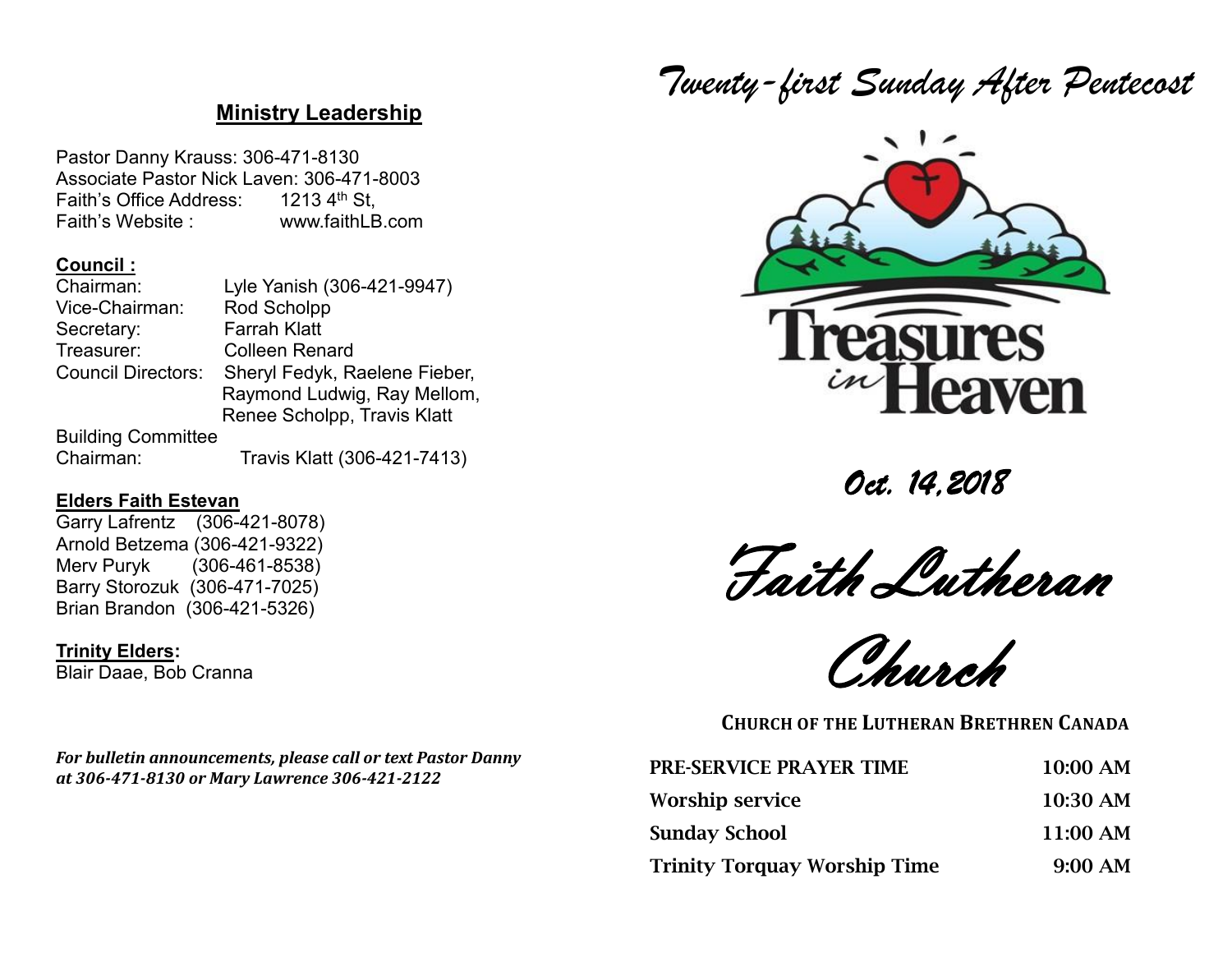## Ministry Leadership

Pastor Danny Krauss: 306-471-8130
Associate Pastor Nick Laven: 306-471-8003
Faith's Office Address: 1213 4th St,
Faith's Website : www.faithLB.com

**Council :**

| | |
|---|---|
| Chairman: | Lyle Yanish (306-421-9947) |
| Vice-Chairman: | Rod Scholpp |
| Secretary: | Farrah Klatt |
| Treasurer: | Colleen Renard |
| Council Directors: | Sheryl Fedyk, Raelene Fieber, Raymond Ludwig, Ray Mellom, Renee Scholpp, Travis Klatt |
| Building Committee Chairman: | Travis Klatt (306-421-7413) |

**Elders Faith Estevan**

Garry Lafrentz (306-421-8078)
Arnold Betzema (306-421-9322)
Merv Puryk (306-461-8538)
Barry Storozuk (306-471-7025)
Brian Brandon (306-421-5326)

**Trinity Elders:**
Blair Daae, Bob Cranna

***For bulletin announcements, please call or text Pastor Danny at 306-471-8130 or Mary Lawrence 306-421-2122***

# *Twenty-first Sunday After Pentecost*

Treasures in Heaven

*Oct. 14, 2018*

# *Faith Lutheran Church*

**CHURCH OF THE LUTHERAN BRETHREN CANADA**

| | |
|---|---|
| PRE-SERVICE PRAYER TIME | 10:00 AM |
| Worship service | 10:30 AM |
| Sunday School | 11:00 AM |
| Trinity Torquay Worship Time | 9:00 AM |